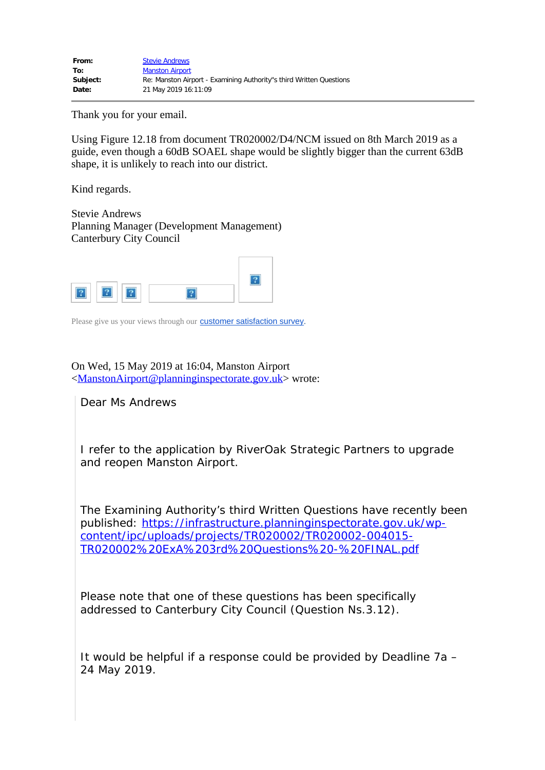| | |
|---|---|
| **From:** | Stevie Andrews |
| **To:** | Manston Airport |
| **Subject:** | Re: Manston Airport - Examining Authority''s third Written Questions |
| **Date:** | 21 May 2019 16:11:09 |

Thank you for your email.

Using Figure 12.18 from document TR020002/D4/NCM issued on 8th March 2019 as a guide, even though a 60dB SOAEL shape would be slightly bigger than the current 63dB shape, it is unlikely to reach into our district.

Kind regards.

Stevie Andrews
Planning Manager (Development Management)
Canterbury City Council

Please give us your views through our customer satisfaction survey.

On Wed, 15 May 2019 at 16:04, Manston Airport <ManstonAirport@planninginspectorate.gov.uk> wrote:

> Dear Ms Andrews
>
> I refer to the application by RiverOak Strategic Partners to upgrade and reopen Manston Airport.
>
> The Examining Authority's third Written Questions have recently been published: https://infrastructure.planninginspectorate.gov.uk/wp-content/ipc/uploads/projects/TR020002/TR020002-004015-TR020002%20ExA%203rd%20Questions%20-%20FINAL.pdf
>
> Please note that one of these questions has been specifically addressed to Canterbury City Council (Question Ns.3.12).
>
> It would be helpful if a response could be provided by Deadline 7a – 24 May 2019.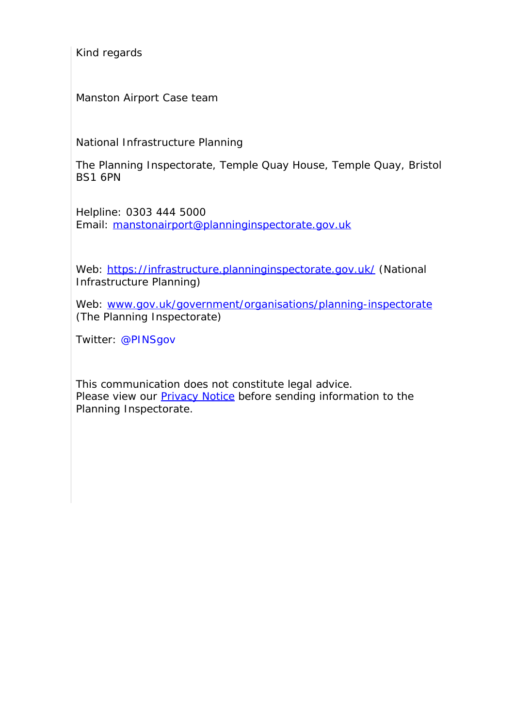Kind regards

Manston Airport Case team

National Infrastructure Planning

The Planning Inspectorate, Temple Quay House, Temple Quay, Bristol BS1 6PN

Helpline: 0303 444 5000
Email: [manstonairport@planninginspectorate.gov.uk](mailto:manstonairport@planninginspectorate.gov.uk)

Web: [https://infrastructure.planninginspectorate.gov.uk/](https://infrastructure.planninginspectorate.gov.uk/) (National Infrastructure Planning)

Web: [www.gov.uk/government/organisations/planning-inspectorate](http://www.gov.uk/government/organisations/planning-inspectorate) (The Planning Inspectorate)

Twitter: @PINSgov

This communication does not constitute legal advice.
Please view our Privacy Notice before sending information to the Planning Inspectorate.